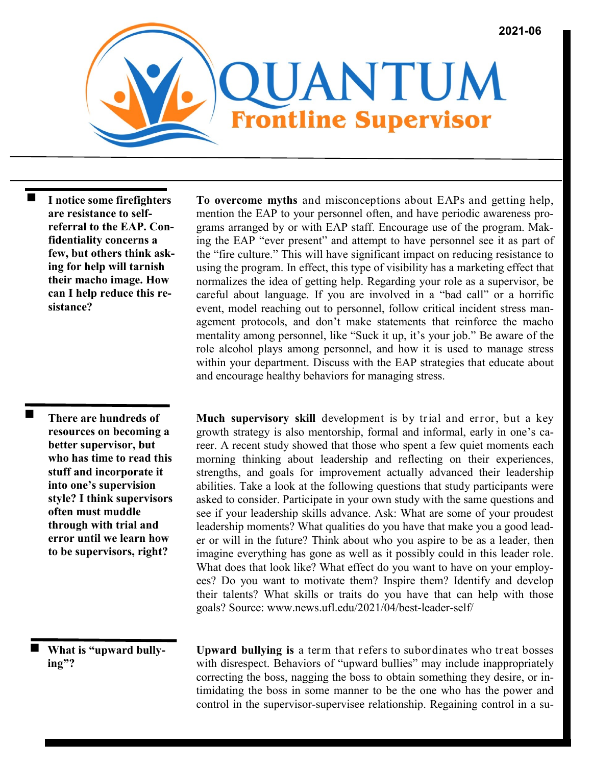2021-06

# QUANTUM
## Frontline Supervisor

**I notice some firefighters are resistance to self-referral to the EAP. Confidentiality concerns a few, but others think asking for help will tarnish their macho image. How can I help reduce this resistance?**

**To overcome myths** and misconceptions about EAPs and getting help, mention the EAP to your personnel often, and have periodic awareness programs arranged by or with EAP staff. Encourage use of the program. Making the EAP "ever present" and attempt to have personnel see it as part of the "fire culture." This will have significant impact on reducing resistance to using the program. In effect, this type of visibility has a marketing effect that normalizes the idea of getting help. Regarding your role as a supervisor, be careful about language. If you are involved in a "bad call" or a horrific event, model reaching out to personnel, follow critical incident stress management protocols, and don't make statements that reinforce the macho mentality among personnel, like "Suck it up, it's your job." Be aware of the role alcohol plays among personnel, and how it is used to manage stress within your department. Discuss with the EAP strategies that educate about and encourage healthy behaviors for managing stress.

**There are hundreds of resources on becoming a better supervisor, but who has time to read this stuff and incorporate it into one's supervision style? I think supervisors often must muddle through with trial and error until we learn how to be supervisors, right?**

**Much supervisory skill** development is by trial and error, but a key growth strategy is also mentorship, formal and informal, early in one's career. A recent study showed that those who spent a few quiet moments each morning thinking about leadership and reflecting on their experiences, strengths, and goals for improvement actually advanced their leadership abilities. Take a look at the following questions that study participants were asked to consider. Participate in your own study with the same questions and see if your leadership skills advance. Ask: What are some of your proudest leadership moments? What qualities do you have that make you a good leader or will in the future? Think about who you aspire to be as a leader, then imagine everything has gone as well as it possibly could in this leader role. What does that look like? What effect do you want to have on your employees? Do you want to motivate them? Inspire them? Identify and develop their talents? What skills or traits do you have that can help with those goals? Source: www.news.ufl.edu/2021/04/best-leader-self/

**What is "upward bullying"?**

**Upward bullying is** a term that refers to subordinates who treat bosses with disrespect. Behaviors of "upward bullies" may include inappropriately correcting the boss, nagging the boss to obtain something they desire, or intimidating the boss in some manner to be the one who has the power and control in the supervisor-supervisee relationship. Regaining control in a su-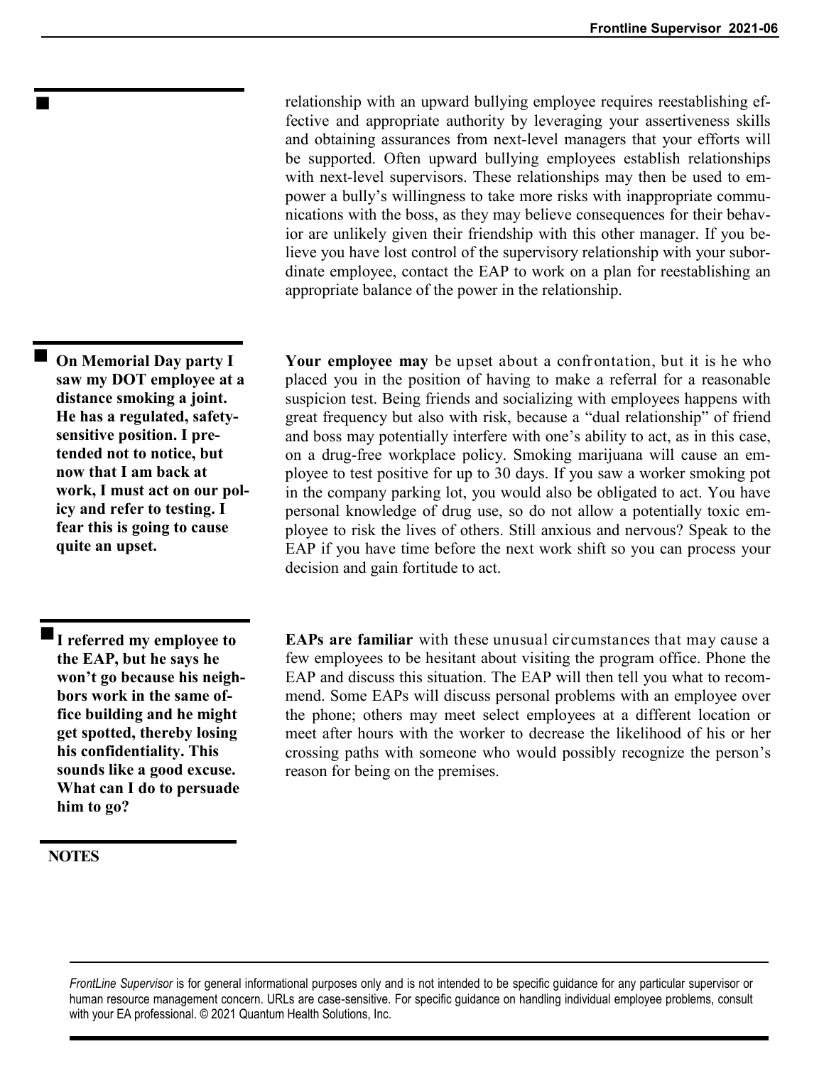relationship with an upward bullying employee requires reestablishing effective and appropriate authority by leveraging your assertiveness skills and obtaining assurances from next-level managers that your efforts will be supported. Often upward bullying employees establish relationships with next-level supervisors. These relationships may then be used to empower a bully's willingness to take more risks with inappropriate communications with the boss, as they may believe consequences for their behavior are unlikely given their friendship with this other manager. If you believe you have lost control of the supervisory relationship with your subordinate employee, contact the EAP to work on a plan for reestablishing an appropriate balance of the power in the relationship.

**On Memorial Day party I saw my DOT employee at a distance smoking a joint. He has a regulated, safety-sensitive position. I pretended not to notice, but now that I am back at work, I must act on our policy and refer to testing. I fear this is going to cause quite an upset.**

**Your employee may** be upset about a confrontation, but it is he who placed you in the position of having to make a referral for a reasonable suspicion test. Being friends and socializing with employees happens with great frequency but also with risk, because a "dual relationship" of friend and boss may potentially interfere with one's ability to act, as in this case, on a drug-free workplace policy. Smoking marijuana will cause an employee to test positive for up to 30 days. If you saw a worker smoking pot in the company parking lot, you would also be obligated to act. You have personal knowledge of drug use, so do not allow a potentially toxic employee to risk the lives of others. Still anxious and nervous? Speak to the EAP if you have time before the next work shift so you can process your decision and gain fortitude to act.

**I referred my employee to the EAP, but he says he won't go because his neighbors work in the same office building and he might get spotted, thereby losing his confidentiality. This sounds like a good excuse. What can I do to persuade him to go?**

**EAPs are familiar** with these unusual circumstances that may cause a few employees to be hesitant about visiting the program office. Phone the EAP and discuss this situation. The EAP will then tell you what to recommend. Some EAPs will discuss personal problems with an employee over the phone; others may meet select employees at a different location or meet after hours with the worker to decrease the likelihood of his or her crossing paths with someone who would possibly recognize the person's reason for being on the premises.

**NOTES**

*FrontLine Supervisor* is for general informational purposes only and is not intended to be specific guidance for any particular supervisor or human resource management concern. URLs are case-sensitive. For specific guidance on handling individual employee problems, consult with your EA professional. © 2021 Quantum Health Solutions, Inc.